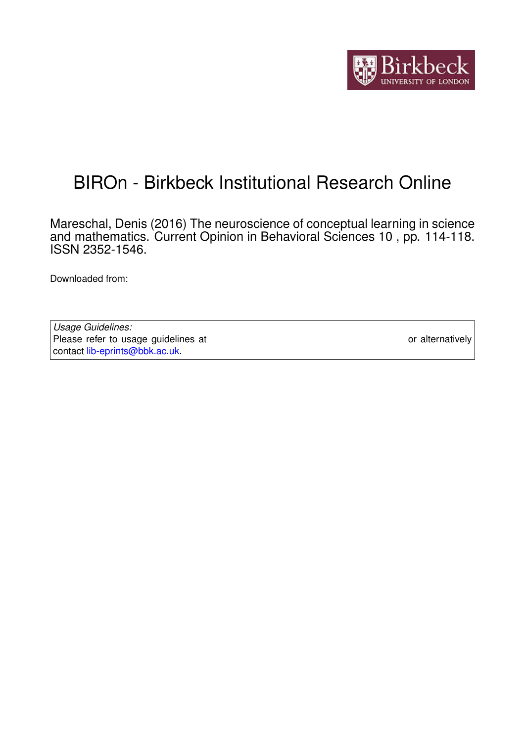# BIROn - Birkbeck Institutional Research Online

Mareschal, Denis (2016) The neuroscience of conceptual learning in science and mathematics. Current Opinion in Behavioral Sciences 10 , pp. 114-118. ISSN 2352-1546.

Downloaded from:

*Usage Guidelines:*
Please refer to usage guidelines at or alternatively contact lib-eprints@bbk.ac.uk.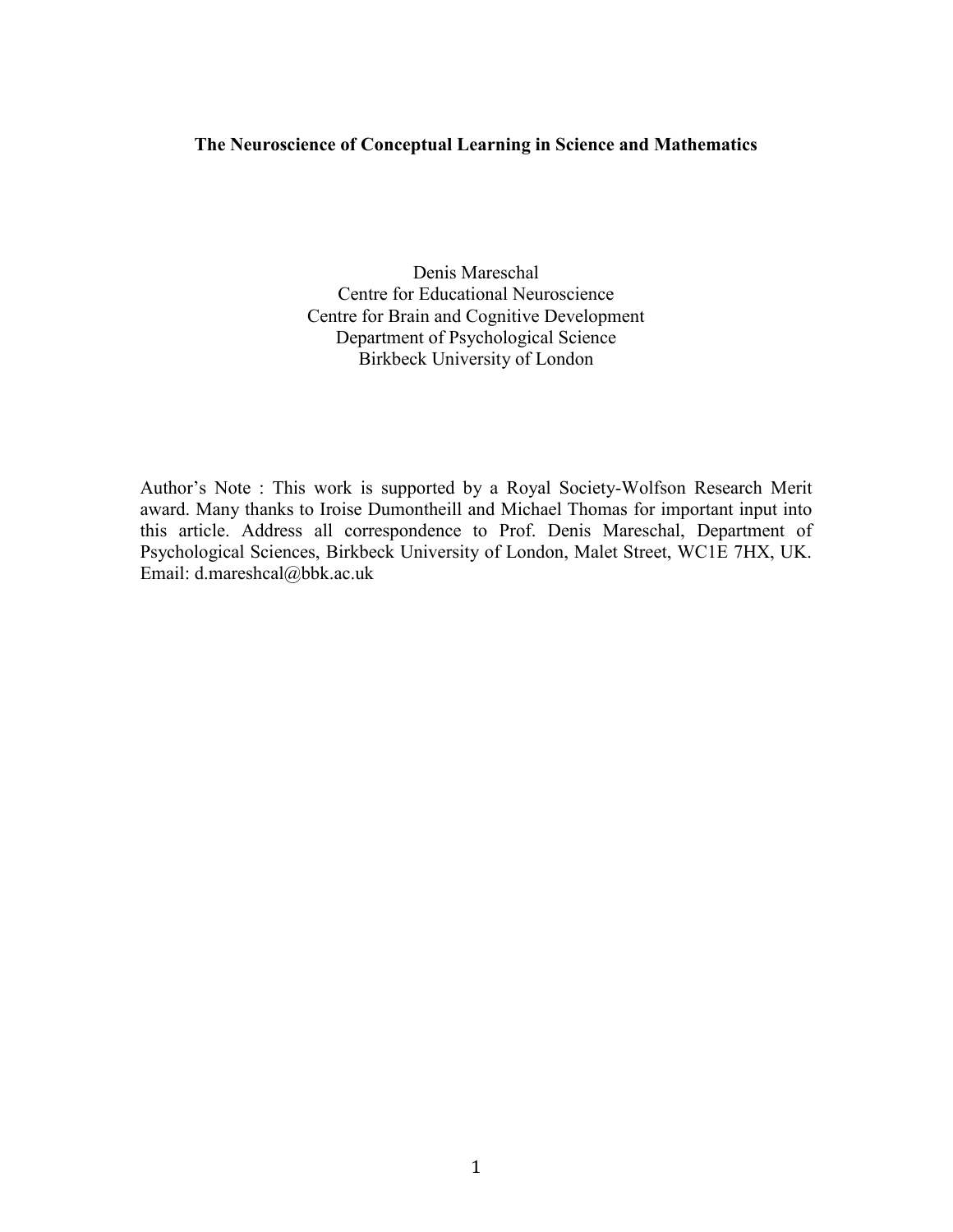**The Neuroscience of Conceptual Learning in Science and Mathematics**

Denis Mareschal
Centre for Educational Neuroscience
Centre for Brain and Cognitive Development
Department of Psychological Science
Birkbeck University of London

Author's Note : This work is supported by a Royal Society-Wolfson Research Merit award. Many thanks to Iroise Dumontheill and Michael Thomas for important input into this article. Address all correspondence to Prof. Denis Mareschal, Department of Psychological Sciences, Birkbeck University of London, Malet Street, WC1E 7HX, UK. Email: d.mareshcal@bbk.ac.uk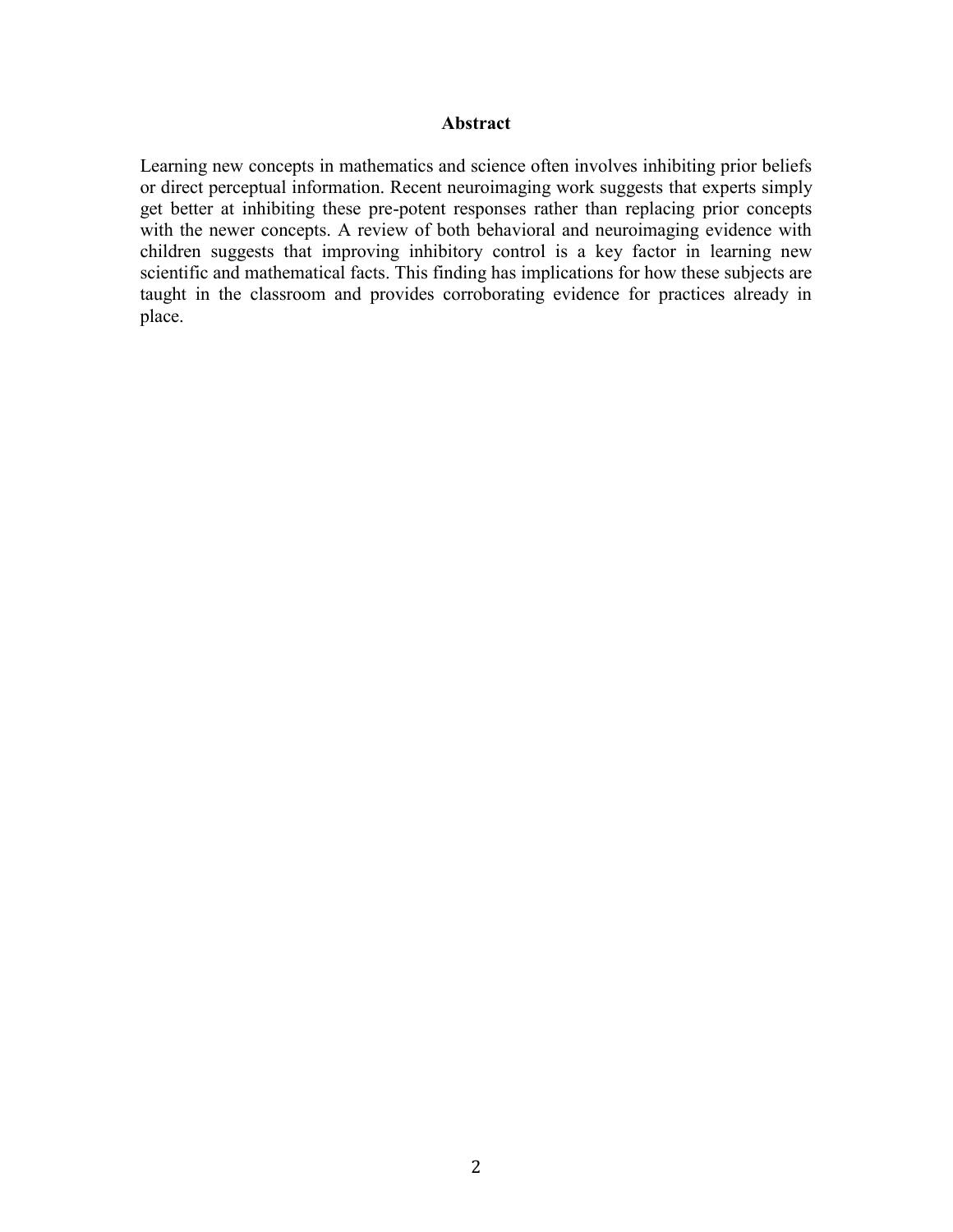## Abstract

Learning new concepts in mathematics and science often involves inhibiting prior beliefs or direct perceptual information. Recent neuroimaging work suggests that experts simply get better at inhibiting these pre-potent responses rather than replacing prior concepts with the newer concepts. A review of both behavioral and neuroimaging evidence with children suggests that improving inhibitory control is a key factor in learning new scientific and mathematical facts. This finding has implications for how these subjects are taught in the classroom and provides corroborating evidence for practices already in place.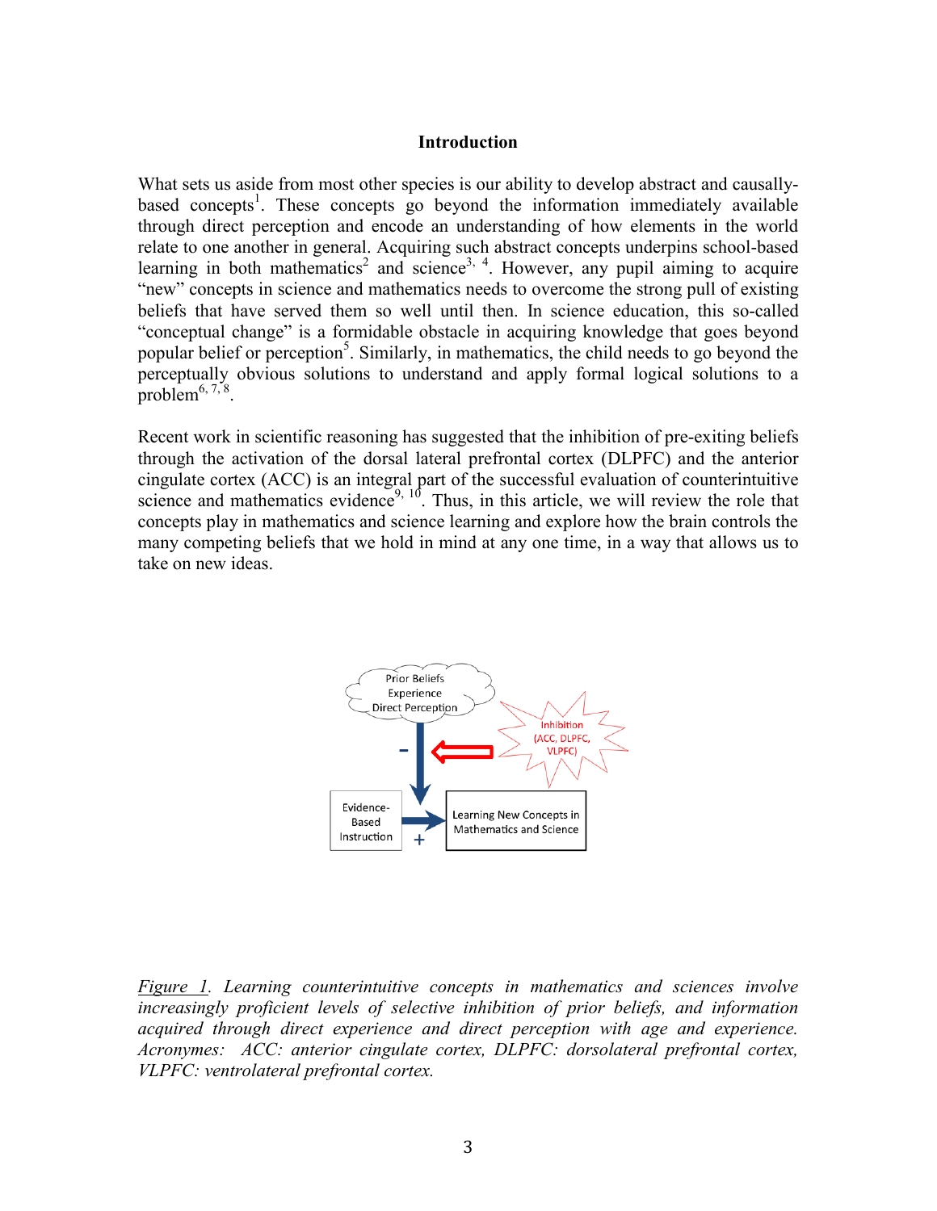## Introduction

What sets us aside from most other species is our ability to develop abstract and causally-based concepts[1]. These concepts go beyond the information immediately available through direct perception and encode an understanding of how elements in the world relate to one another in general. Acquiring such abstract concepts underpins school-based learning in both mathematics[2] and science[3, 4]. However, any pupil aiming to acquire "new" concepts in science and mathematics needs to overcome the strong pull of existing beliefs that have served them so well until then. In science education, this so-called "conceptual change" is a formidable obstacle in acquiring knowledge that goes beyond popular belief or perception[5]. Similarly, in mathematics, the child needs to go beyond the perceptually obvious solutions to understand and apply formal logical solutions to a problem[6, 7, 8].

Recent work in scientific reasoning has suggested that the inhibition of pre-exiting beliefs through the activation of the dorsal lateral prefrontal cortex (DLPFC) and the anterior cingulate cortex (ACC) is an integral part of the successful evaluation of counterintuitive science and mathematics evidence[9, 10]. Thus, in this article, we will review the role that concepts play in mathematics and science learning and explore how the brain controls the many competing beliefs that we hold in mind at any one time, in a way that allows us to take on new ideas.

*Figure 1. Learning counterintuitive concepts in mathematics and sciences involve increasingly proficient levels of selective inhibition of prior beliefs, and information acquired through direct experience and direct perception with age and experience. Acronymes: ACC: anterior cingulate cortex, DLPFC: dorsolateral prefrontal cortex, VLPFC: ventrolateral prefrontal cortex.*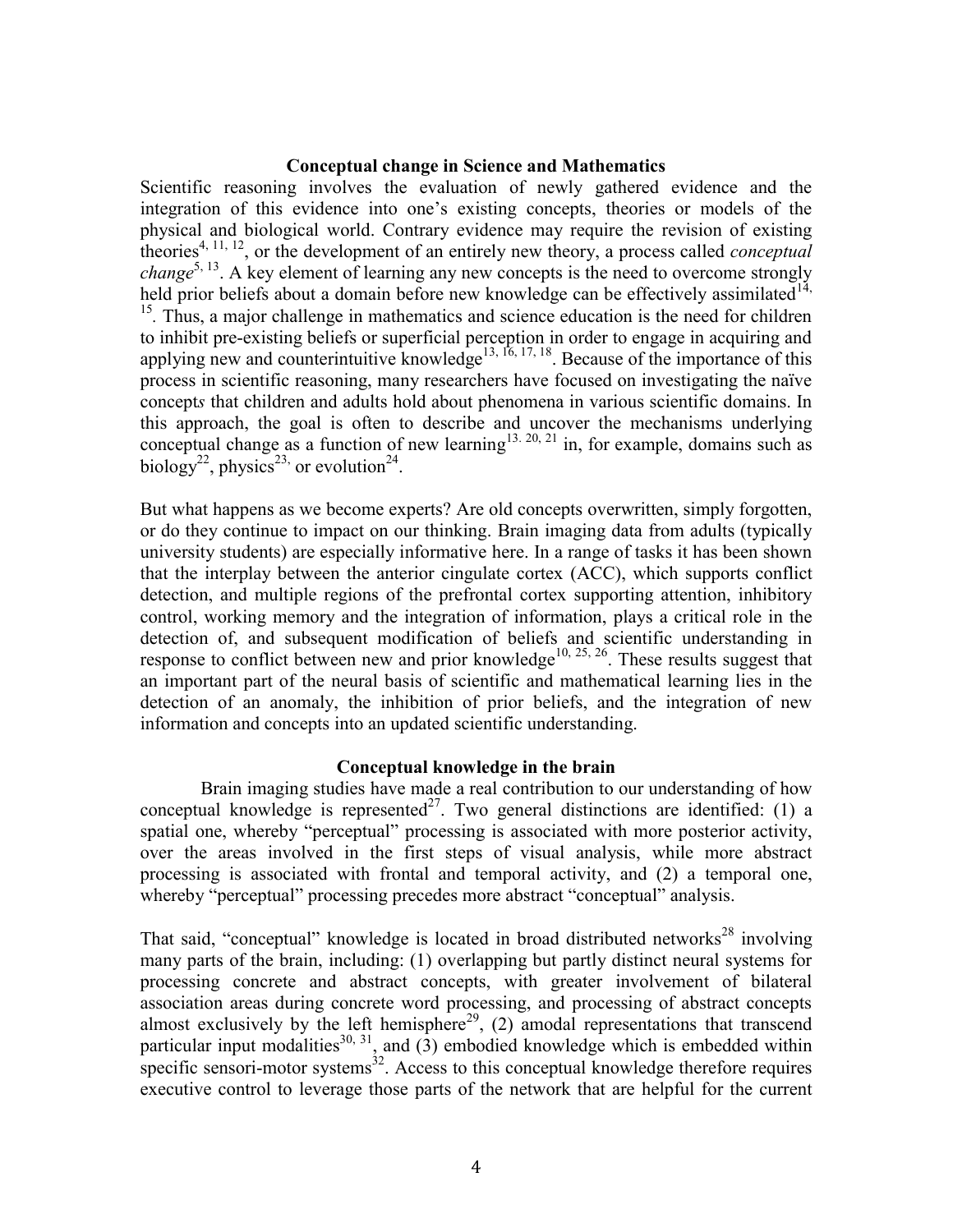## Conceptual change in Science and Mathematics

Scientific reasoning involves the evaluation of newly gathered evidence and the integration of this evidence into one's existing concepts, theories or models of the physical and biological world. Contrary evidence may require the revision of existing theories[4, 11, 12], or the development of an entirely new theory, a process called *conceptual change*[5, 13]. A key element of learning any new concepts is the need to overcome strongly held prior beliefs about a domain before new knowledge can be effectively assimilated[14, 15]. Thus, a major challenge in mathematics and science education is the need for children to inhibit pre-existing beliefs or superficial perception in order to engage in acquiring and applying new and counterintuitive knowledge[13, 16, 17, 18]. Because of the importance of this process in scientific reasoning, many researchers have focused on investigating the naïve concept*s* that children and adults hold about phenomena in various scientific domains. In this approach, the goal is often to describe and uncover the mechanisms underlying conceptual change as a function of new learning[13, 20, 21] in, for example, domains such as biology[22], physics[23,] or evolution[24].

But what happens as we become experts? Are old concepts overwritten, simply forgotten, or do they continue to impact on our thinking. Brain imaging data from adults (typically university students) are especially informative here. In a range of tasks it has been shown that the interplay between the anterior cingulate cortex (ACC), which supports conflict detection, and multiple regions of the prefrontal cortex supporting attention, inhibitory control, working memory and the integration of information, plays a critical role in the detection of, and subsequent modification of beliefs and scientific understanding in response to conflict between new and prior knowledge[10, 25, 26]. These results suggest that an important part of the neural basis of scientific and mathematical learning lies in the detection of an anomaly, the inhibition of prior beliefs, and the integration of new information and concepts into an updated scientific understanding.

## Conceptual knowledge in the brain

Brain imaging studies have made a real contribution to our understanding of how conceptual knowledge is represented[27]. Two general distinctions are identified: (1) a spatial one, whereby "perceptual" processing is associated with more posterior activity, over the areas involved in the first steps of visual analysis, while more abstract processing is associated with frontal and temporal activity, and (2) a temporal one, whereby "perceptual" processing precedes more abstract "conceptual" analysis.

That said, "conceptual" knowledge is located in broad distributed networks[28] involving many parts of the brain, including: (1) overlapping but partly distinct neural systems for processing concrete and abstract concepts, with greater involvement of bilateral association areas during concrete word processing, and processing of abstract concepts almost exclusively by the left hemisphere[29], (2) amodal representations that transcend particular input modalities[30, 31], and (3) embodied knowledge which is embedded within specific sensori-motor systems[32]. Access to this conceptual knowledge therefore requires executive control to leverage those parts of the network that are helpful for the current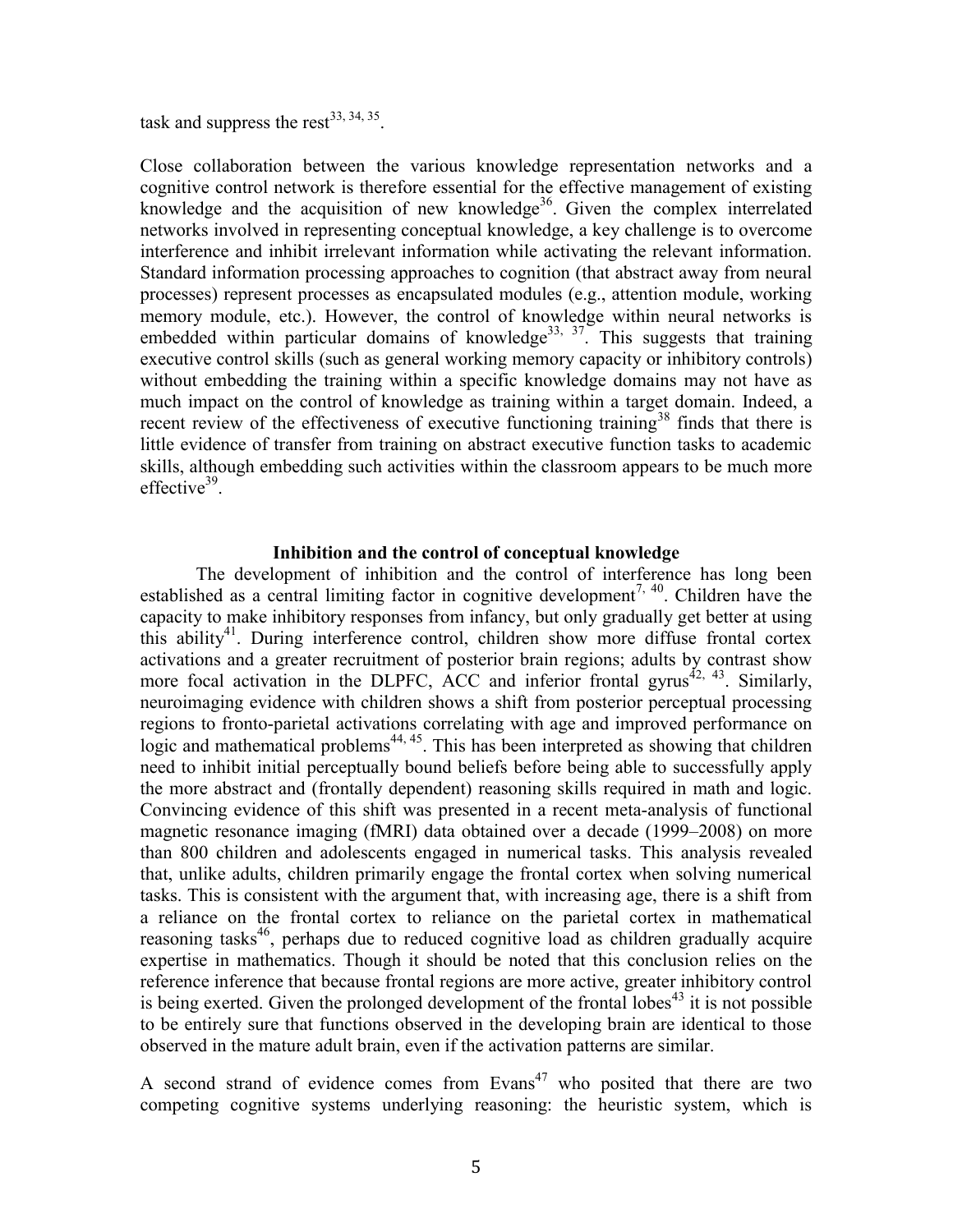task and suppress the rest[33, 34, 35].

Close collaboration between the various knowledge representation networks and a cognitive control network is therefore essential for the effective management of existing knowledge and the acquisition of new knowledge[36]. Given the complex interrelated networks involved in representing conceptual knowledge, a key challenge is to overcome interference and inhibit irrelevant information while activating the relevant information. Standard information processing approaches to cognition (that abstract away from neural processes) represent processes as encapsulated modules (e.g., attention module, working memory module, etc.). However, the control of knowledge within neural networks is embedded within particular domains of knowledge[33, 37]. This suggests that training executive control skills (such as general working memory capacity or inhibitory controls) without embedding the training within a specific knowledge domains may not have as much impact on the control of knowledge as training within a target domain. Indeed, a recent review of the effectiveness of executive functioning training[38] finds that there is little evidence of transfer from training on abstract executive function tasks to academic skills, although embedding such activities within the classroom appears to be much more effective[39].

### Inhibition and the control of conceptual knowledge

The development of inhibition and the control of interference has long been established as a central limiting factor in cognitive development[7, 40]. Children have the capacity to make inhibitory responses from infancy, but only gradually get better at using this ability[41]. During interference control, children show more diffuse frontal cortex activations and a greater recruitment of posterior brain regions; adults by contrast show more focal activation in the DLPFC, ACC and inferior frontal gyrus[42, 43]. Similarly, neuroimaging evidence with children shows a shift from posterior perceptual processing regions to fronto-parietal activations correlating with age and improved performance on logic and mathematical problems[44, 45]. This has been interpreted as showing that children need to inhibit initial perceptually bound beliefs before being able to successfully apply the more abstract and (frontally dependent) reasoning skills required in math and logic. Convincing evidence of this shift was presented in a recent meta-analysis of functional magnetic resonance imaging (fMRI) data obtained over a decade (1999–2008) on more than 800 children and adolescents engaged in numerical tasks. This analysis revealed that, unlike adults, children primarily engage the frontal cortex when solving numerical tasks. This is consistent with the argument that, with increasing age, there is a shift from a reliance on the frontal cortex to reliance on the parietal cortex in mathematical reasoning tasks[46], perhaps due to reduced cognitive load as children gradually acquire expertise in mathematics. Though it should be noted that this conclusion relies on the reference inference that because frontal regions are more active, greater inhibitory control is being exerted. Given the prolonged development of the frontal lobes[43] it is not possible to be entirely sure that functions observed in the developing brain are identical to those observed in the mature adult brain, even if the activation patterns are similar.

A second strand of evidence comes from Evans[47] who posited that there are two competing cognitive systems underlying reasoning: the heuristic system, which is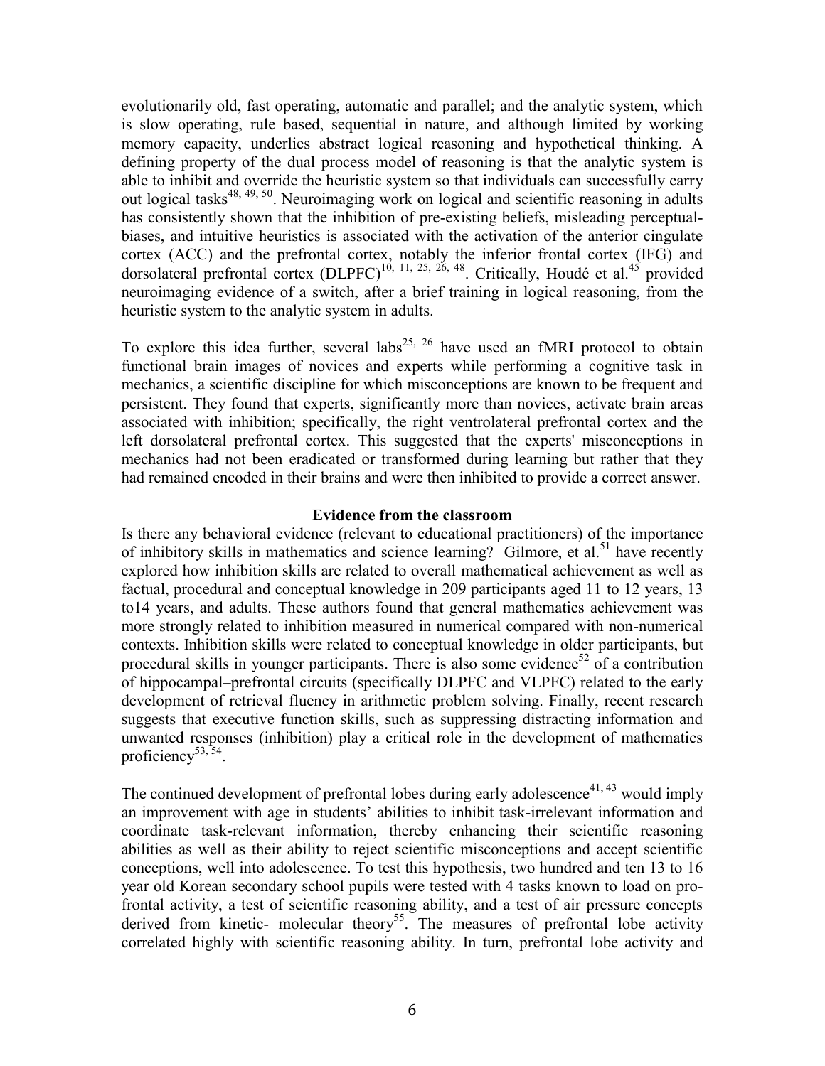evolutionarily old, fast operating, automatic and parallel; and the analytic system, which is slow operating, rule based, sequential in nature, and although limited by working memory capacity, underlies abstract logical reasoning and hypothetical thinking. A defining property of the dual process model of reasoning is that the analytic system is able to inhibit and override the heuristic system so that individuals can successfully carry out logical tasks[48, 49, 50]. Neuroimaging work on logical and scientific reasoning in adults has consistently shown that the inhibition of pre-existing beliefs, misleading perceptual-biases, and intuitive heuristics is associated with the activation of the anterior cingulate cortex (ACC) and the prefrontal cortex, notably the inferior frontal cortex (IFG) and dorsolateral prefrontal cortex (DLPFC)[10, 11, 25, 26, 48]. Critically, Houdé et al.[45] provided neuroimaging evidence of a switch, after a brief training in logical reasoning, from the heuristic system to the analytic system in adults.

To explore this idea further, several labs[25, 26] have used an fMRI protocol to obtain functional brain images of novices and experts while performing a cognitive task in mechanics, a scientific discipline for which misconceptions are known to be frequent and persistent. They found that experts, significantly more than novices, activate brain areas associated with inhibition; specifically, the right ventrolateral prefrontal cortex and the left dorsolateral prefrontal cortex. This suggested that the experts' misconceptions in mechanics had not been eradicated or transformed during learning but rather that they had remained encoded in their brains and were then inhibited to provide a correct answer.

## Evidence from the classroom

Is there any behavioral evidence (relevant to educational practitioners) of the importance of inhibitory skills in mathematics and science learning? Gilmore, et al.[51] have recently explored how inhibition skills are related to overall mathematical achievement as well as factual, procedural and conceptual knowledge in 209 participants aged 11 to 12 years, 13 to14 years, and adults. These authors found that general mathematics achievement was more strongly related to inhibition measured in numerical compared with non-numerical contexts. Inhibition skills were related to conceptual knowledge in older participants, but procedural skills in younger participants. There is also some evidence[52] of a contribution of hippocampal–prefrontal circuits (specifically DLPFC and VLPFC) related to the early development of retrieval fluency in arithmetic problem solving. Finally, recent research suggests that executive function skills, such as suppressing distracting information and unwanted responses (inhibition) play a critical role in the development of mathematics proficiency[53, 54].

The continued development of prefrontal lobes during early adolescence[41, 43] would imply an improvement with age in students' abilities to inhibit task-irrelevant information and coordinate task-relevant information, thereby enhancing their scientific reasoning abilities as well as their ability to reject scientific misconceptions and accept scientific conceptions, well into adolescence. To test this hypothesis, two hundred and ten 13 to 16 year old Korean secondary school pupils were tested with 4 tasks known to load on pro-frontal activity, a test of scientific reasoning ability, and a test of air pressure concepts derived from kinetic- molecular theory[55]. The measures of prefrontal lobe activity correlated highly with scientific reasoning ability. In turn, prefrontal lobe activity and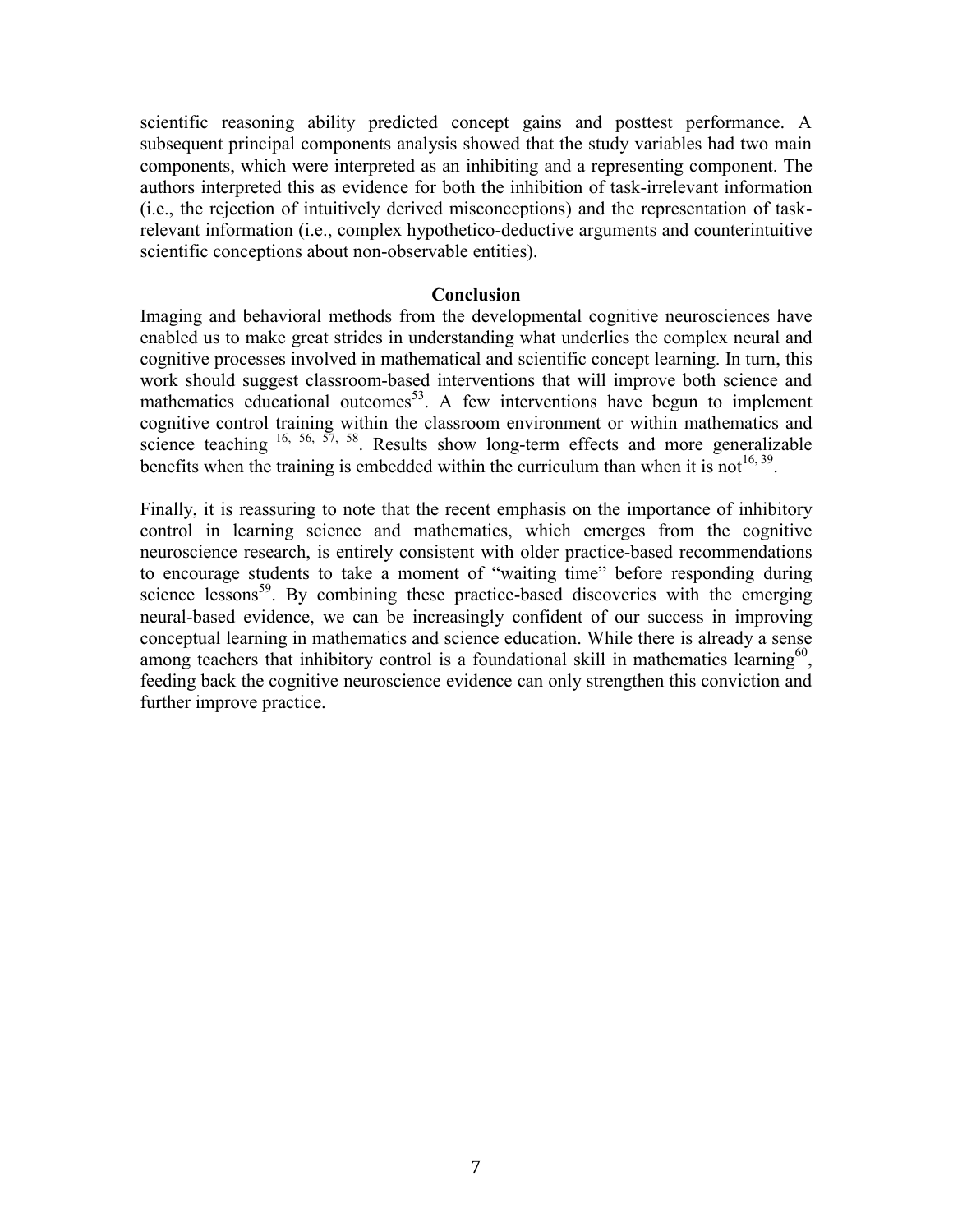scientific reasoning ability predicted concept gains and posttest performance. A subsequent principal components analysis showed that the study variables had two main components, which were interpreted as an inhibiting and a representing component. The authors interpreted this as evidence for both the inhibition of task-irrelevant information (i.e., the rejection of intuitively derived misconceptions) and the representation of task-relevant information (i.e., complex hypothetico-deductive arguments and counterintuitive scientific conceptions about non-observable entities).

## Conclusion

Imaging and behavioral methods from the developmental cognitive neurosciences have enabled us to make great strides in understanding what underlies the complex neural and cognitive processes involved in mathematical and scientific concept learning. In turn, this work should suggest classroom-based interventions that will improve both science and mathematics educational outcomes[53]. A few interventions have begun to implement cognitive control training within the classroom environment or within mathematics and science teaching [16, 56, 57, 58]. Results show long-term effects and more generalizable benefits when the training is embedded within the curriculum than when it is not[16, 39].

Finally, it is reassuring to note that the recent emphasis on the importance of inhibitory control in learning science and mathematics, which emerges from the cognitive neuroscience research, is entirely consistent with older practice-based recommendations to encourage students to take a moment of "waiting time" before responding during science lessons[59]. By combining these practice-based discoveries with the emerging neural-based evidence, we can be increasingly confident of our success in improving conceptual learning in mathematics and science education. While there is already a sense among teachers that inhibitory control is a foundational skill in mathematics learning[60], feeding back the cognitive neuroscience evidence can only strengthen this conviction and further improve practice.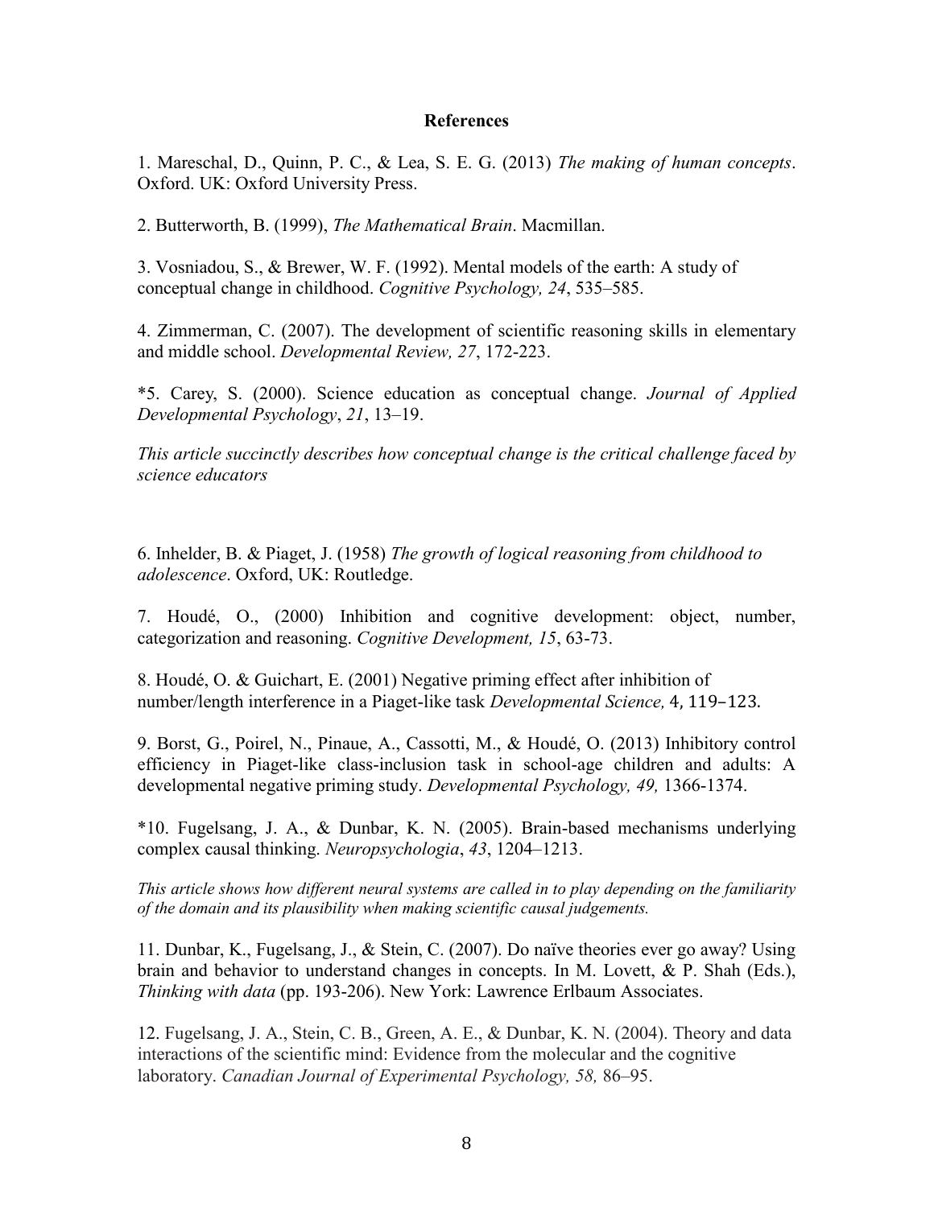## References

1. Mareschal, D., Quinn, P. C., & Lea, S. E. G. (2013) *The making of human concepts*. Oxford. UK: Oxford University Press.

2. Butterworth, B. (1999), *The Mathematical Brain*. Macmillan.

3. Vosniadou, S., & Brewer, W. F. (1992). Mental models of the earth: A study of conceptual change in childhood. *Cognitive Psychology, 24*, 535–585.

4. Zimmerman, C. (2007). The development of scientific reasoning skills in elementary and middle school. *Developmental Review, 27*, 172-223.

*5. Carey, S. (2000). Science education as conceptual change. *Journal of Applied Developmental Psychology*, *21*, 13–19.

*This article succinctly describes how conceptual change is the critical challenge faced by science educators*

6. Inhelder, B. & Piaget, J. (1958) *The growth of logical reasoning from childhood to adolescence*. Oxford, UK: Routledge.

7. Houdé, O., (2000) Inhibition and cognitive development: object, number, categorization and reasoning. *Cognitive Development, 15*, 63-73.

8. Houdé, O. & Guichart, E. (2001) Negative priming effect after inhibition of number/length interference in a Piaget-like task *Developmental Science,* 4, 119–123.

9. Borst, G., Poirel, N., Pinaue, A., Cassotti, M., & Houdé, O. (2013) Inhibitory control efficiency in Piaget-like class-inclusion task in school-age children and adults: A developmental negative priming study. *Developmental Psychology, 49,* 1366-1374.

*10. Fugelsang, J. A., & Dunbar, K. N. (2005). Brain-based mechanisms underlying complex causal thinking. *Neuropsychologia*, *43*, 1204–1213.

*This article shows how different neural systems are called in to play depending on the familiarity of the domain and its plausibility when making scientific causal judgements.*

11. Dunbar, K., Fugelsang, J., & Stein, C. (2007). Do naïve theories ever go away? Using brain and behavior to understand changes in concepts. In M. Lovett, & P. Shah (Eds.), *Thinking with data* (pp. 193-206). New York: Lawrence Erlbaum Associates.

12. Fugelsang, J. A., Stein, C. B., Green, A. E., & Dunbar, K. N. (2004). Theory and data interactions of the scientific mind: Evidence from the molecular and the cognitive laboratory. *Canadian Journal of Experimental Psychology, 58,* 86–95.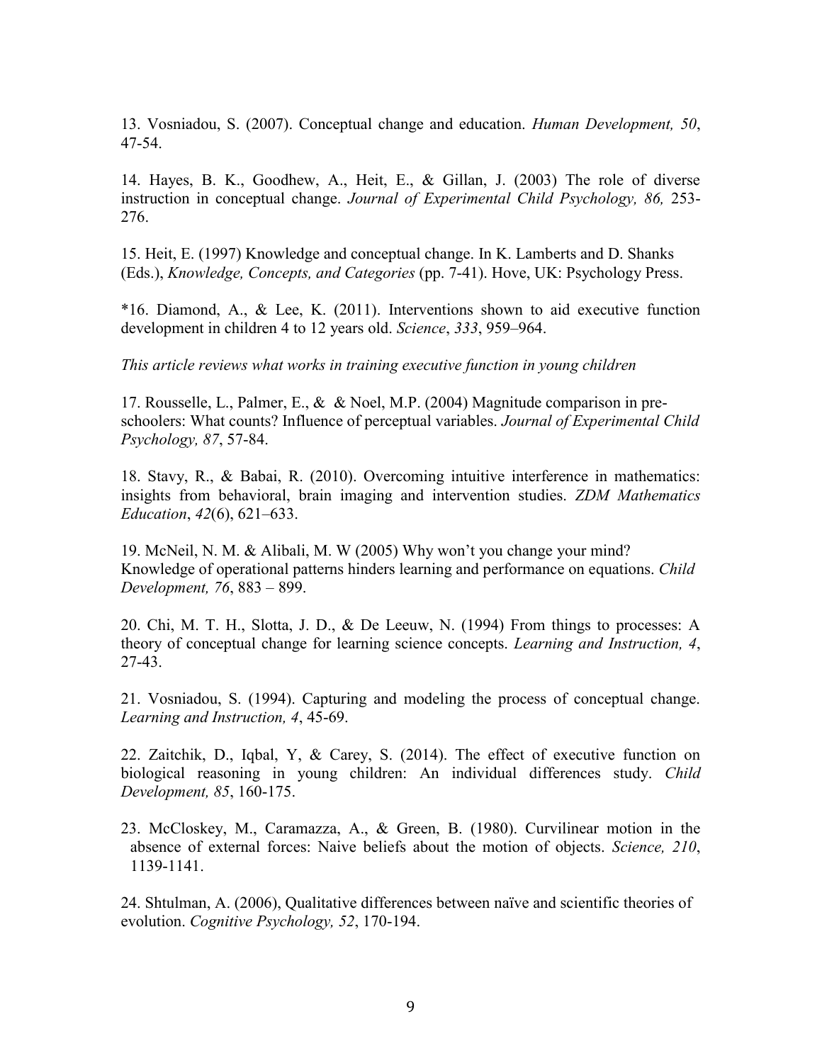13. Vosniadou, S. (2007). Conceptual change and education. *Human Development, 50*, 47-54.

14. Hayes, B. K., Goodhew, A., Heit, E., & Gillan, J. (2003) The role of diverse instruction in conceptual change. *Journal of Experimental Child Psychology, 86,* 253-276.

15. Heit, E. (1997) Knowledge and conceptual change. In K. Lamberts and D. Shanks (Eds.), *Knowledge, Concepts, and Categories* (pp. 7-41). Hove, UK: Psychology Press.

*16. Diamond, A., & Lee, K. (2011). Interventions shown to aid executive function development in children 4 to 12 years old. *Science*, *333*, 959–964.

*This article reviews what works in training executive function in young children*

17. Rousselle, L., Palmer, E., & & Noel, M.P. (2004) Magnitude comparison in pre-schoolers: What counts? Influence of perceptual variables. *Journal of Experimental Child Psychology, 87*, 57-84.

18. Stavy, R., & Babai, R. (2010). Overcoming intuitive interference in mathematics: insights from behavioral, brain imaging and intervention studies. *ZDM Mathematics Education*, *42*(6), 621–633.

19. McNeil, N. M. & Alibali, M. W (2005) Why won't you change your mind? Knowledge of operational patterns hinders learning and performance on equations. *Child Development, 76*, 883 – 899.

20. Chi, M. T. H., Slotta, J. D., & De Leeuw, N. (1994) From things to processes: A theory of conceptual change for learning science concepts. *Learning and Instruction, 4*, 27-43.

21. Vosniadou, S. (1994). Capturing and modeling the process of conceptual change. *Learning and Instruction, 4*, 45-69.

22. Zaitchik, D., Iqbal, Y, & Carey, S. (2014). The effect of executive function on biological reasoning in young children: An individual differences study. *Child Development, 85*, 160-175.

23. McCloskey, M., Caramazza, A., & Green, B. (1980). Curvilinear motion in the absence of external forces: Naive beliefs about the motion of objects. *Science, 210*, 1139-1141.

24. Shtulman, A. (2006), Qualitative differences between naïve and scientific theories of evolution. *Cognitive Psychology, 52*, 170-194.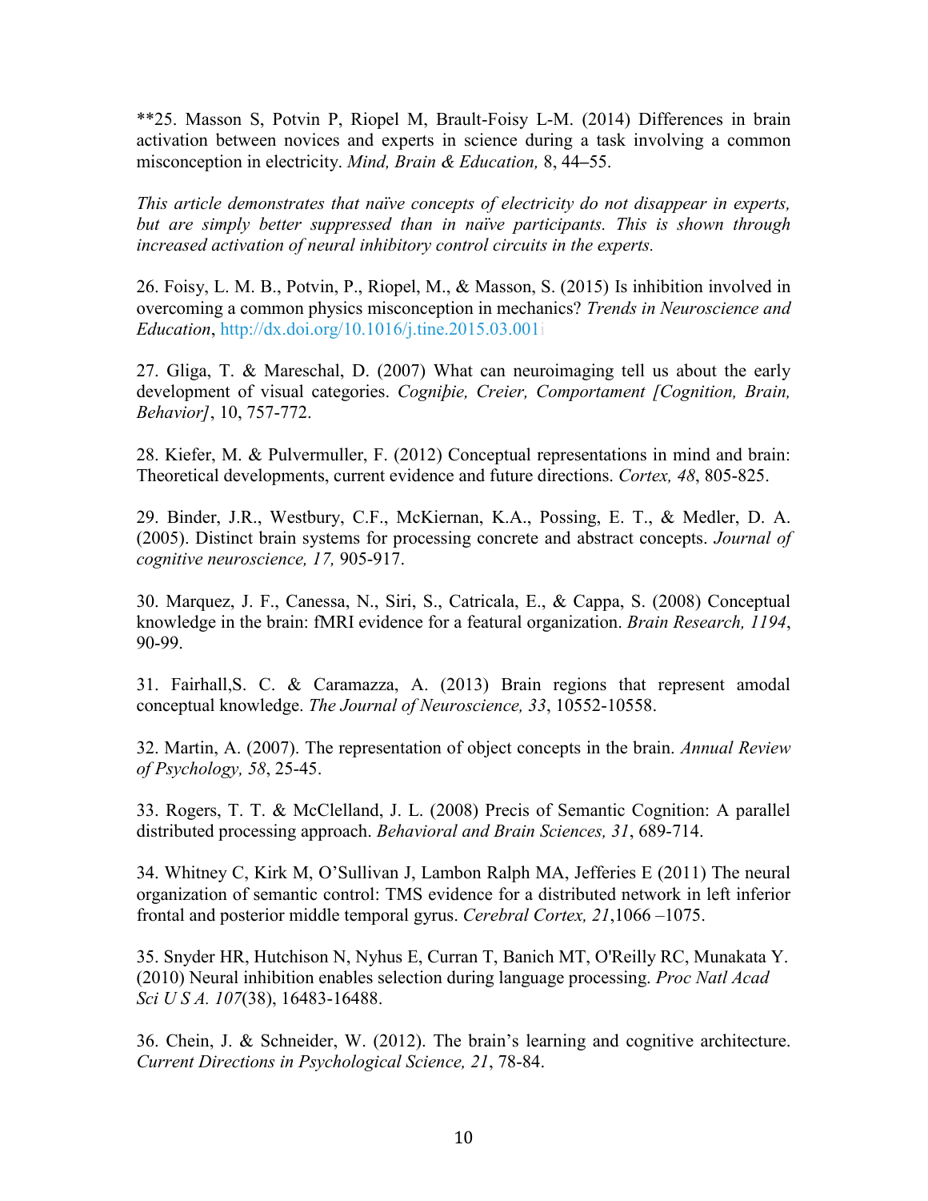**25. Masson S, Potvin P, Riopel M, Brault-Foisy L-M. (2014) Differences in brain activation between novices and experts in science during a task involving a common misconception in electricity. *Mind, Brain & Education,* 8, 44–55.

*This article demonstrates that naïve concepts of electricity do not disappear in experts, but are simply better suppressed than in naïve participants. This is shown through increased activation of neural inhibitory control circuits in the experts.*

26. Foisy, L. M. B., Potvin, P., Riopel, M., & Masson, S. (2015) Is inhibition involved in overcoming a common physics misconception in mechanics? *Trends in Neuroscience and Education*, http://dx.doi.org/10.1016/j.tine.2015.03.001

27. Gliga, T. & Mareschal, D. (2007) What can neuroimaging tell us about the early development of visual categories. *Cogniţie, Creier, Comportament [Cognition, Brain, Behavior]*, 10, 757-772.

28. Kiefer, M. & Pulvermuller, F. (2012) Conceptual representations in mind and brain: Theoretical developments, current evidence and future directions. *Cortex, 48*, 805-825.

29. Binder, J.R., Westbury, C.F., McKiernan, K.A., Possing, E. T., & Medler, D. A. (2005). Distinct brain systems for processing concrete and abstract concepts. *Journal of cognitive neuroscience, 17,* 905-917.

30. Marquez, J. F., Canessa, N., Siri, S., Catricala, E., & Cappa, S. (2008) Conceptual knowledge in the brain: fMRI evidence for a featural organization. *Brain Research, 1194*, 90-99.

31. Fairhall,S. C. & Caramazza, A. (2013) Brain regions that represent amodal conceptual knowledge. *The Journal of Neuroscience, 33*, 10552-10558.

32. Martin, A. (2007). The representation of object concepts in the brain. *Annual Review of Psychology, 58*, 25-45.

33. Rogers, T. T. & McClelland, J. L. (2008) Precis of Semantic Cognition: A parallel distributed processing approach. *Behavioral and Brain Sciences, 31*, 689-714.

34. Whitney C, Kirk M, O'Sullivan J, Lambon Ralph MA, Jefferies E (2011) The neural organization of semantic control: TMS evidence for a distributed network in left inferior frontal and posterior middle temporal gyrus. *Cerebral Cortex, 21*,1066 –1075.

35. Snyder HR, Hutchison N, Nyhus E, Curran T, Banich MT, O'Reilly RC, Munakata Y. (2010) Neural inhibition enables selection during language processing. *Proc Natl Acad Sci U S A. 107*(38), 16483-16488.

36. Chein, J. & Schneider, W. (2012). The brain's learning and cognitive architecture. *Current Directions in Psychological Science, 21*, 78-84.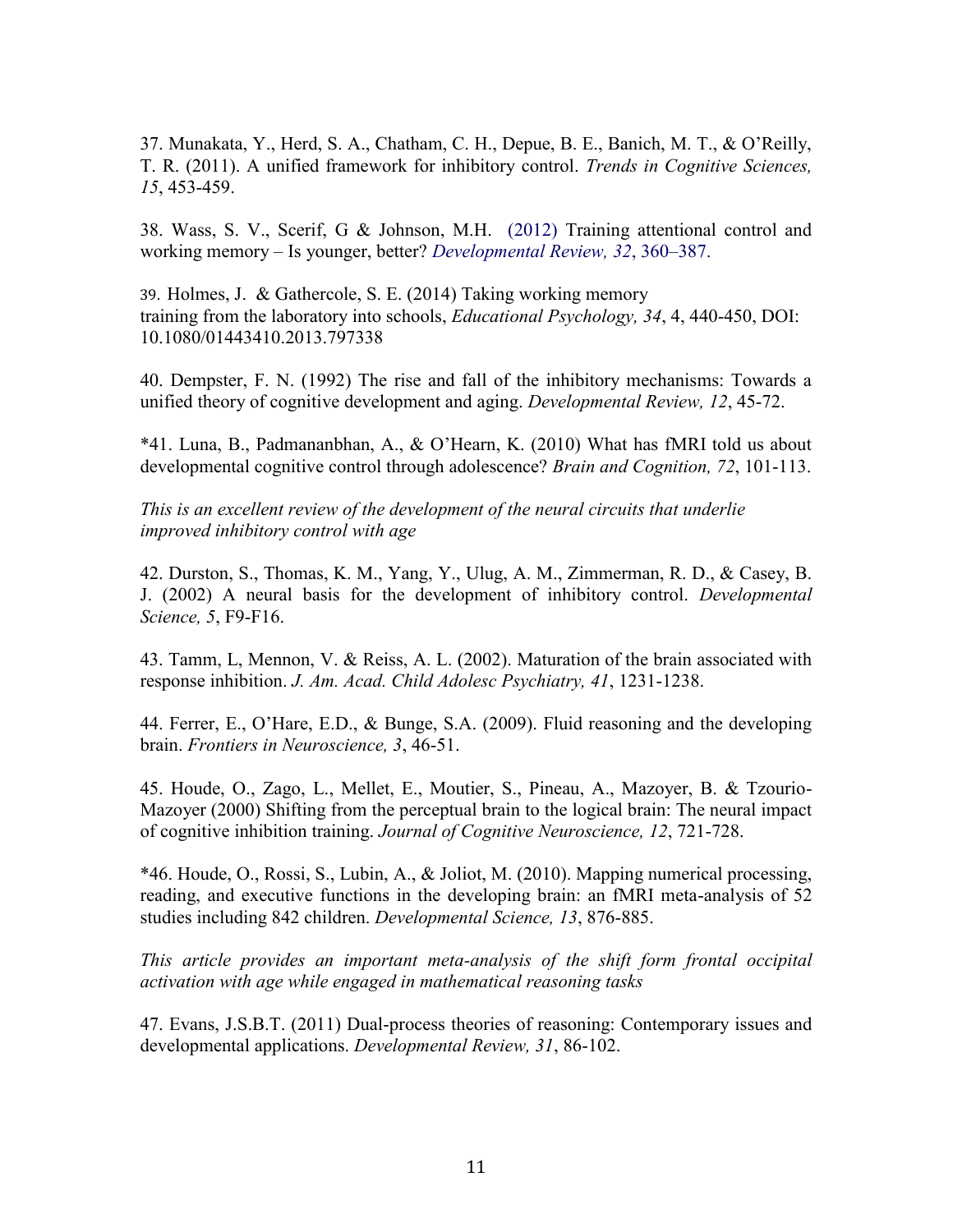37. Munakata, Y., Herd, S. A., Chatham, C. H., Depue, B. E., Banich, M. T., & O'Reilly, T. R. (2011). A unified framework for inhibitory control. *Trends in Cognitive Sciences, 15*, 453-459.

38. Wass, S. V., Scerif, G & Johnson, M.H. (2012) Training attentional control and working memory – Is younger, better? *Developmental Review, 32*, 360–387.

39. Holmes, J. & Gathercole, S. E. (2014) Taking working memory training from the laboratory into schools, *Educational Psychology, 34*, 4, 440-450, DOI: 10.1080/01443410.2013.797338

40. Dempster, F. N. (1992) The rise and fall of the inhibitory mechanisms: Towards a unified theory of cognitive development and aging. *Developmental Review, 12*, 45-72.

*41. Luna, B., Padmananbhan, A., & O'Hearn, K. (2010) What has fMRI told us about developmental cognitive control through adolescence? *Brain and Cognition, 72*, 101-113.

*This is an excellent review of the development of the neural circuits that underlie improved inhibitory control with age*

42. Durston, S., Thomas, K. M., Yang, Y., Ulug, A. M., Zimmerman, R. D., & Casey, B. J. (2002) A neural basis for the development of inhibitory control. *Developmental Science, 5*, F9-F16.

43. Tamm, L, Mennon, V. & Reiss, A. L. (2002). Maturation of the brain associated with response inhibition. *J. Am. Acad. Child Adolesc Psychiatry, 41*, 1231-1238.

44. Ferrer, E., O'Hare, E.D., & Bunge, S.A. (2009). Fluid reasoning and the developing brain. *Frontiers in Neuroscience, 3*, 46-51.

45. Houde, O., Zago, L., Mellet, E., Moutier, S., Pineau, A., Mazoyer, B. & Tzourio-Mazoyer (2000) Shifting from the perceptual brain to the logical brain: The neural impact of cognitive inhibition training. *Journal of Cognitive Neuroscience, 12*, 721-728.

*46. Houde, O., Rossi, S., Lubin, A., & Joliot, M. (2010). Mapping numerical processing, reading, and executive functions in the developing brain: an fMRI meta-analysis of 52 studies including 842 children. *Developmental Science, 13*, 876-885.

*This article provides an important meta-analysis of the shift form frontal occipital activation with age while engaged in mathematical reasoning tasks*

47. Evans, J.S.B.T. (2011) Dual-process theories of reasoning: Contemporary issues and developmental applications. *Developmental Review, 31*, 86-102.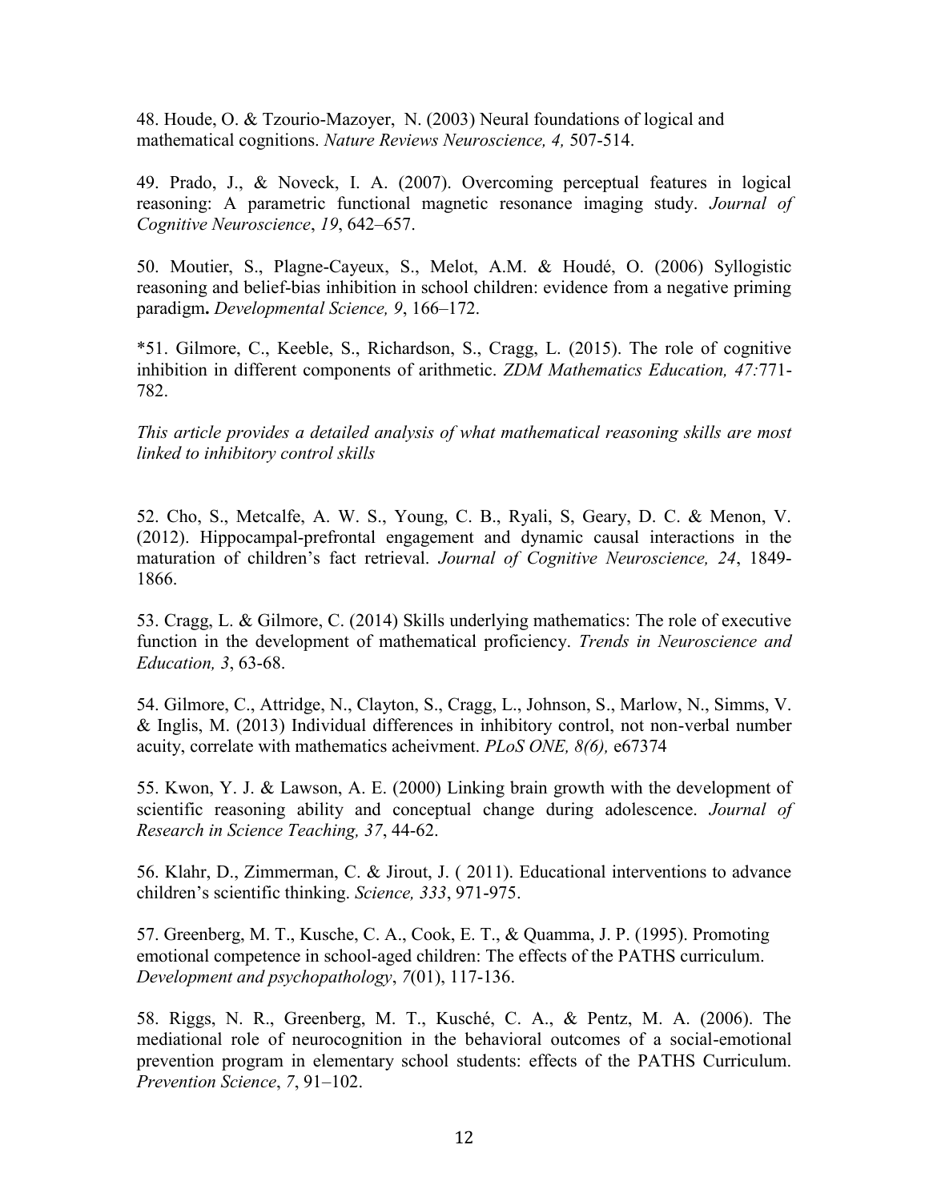48. Houde, O. & Tzourio-Mazoyer, N. (2003) Neural foundations of logical and mathematical cognitions. *Nature Reviews Neuroscience, 4,* 507-514.

49. Prado, J., & Noveck, I. A. (2007). Overcoming perceptual features in logical reasoning: A parametric functional magnetic resonance imaging study. *Journal of Cognitive Neuroscience*, *19*, 642–657.

50. Moutier, S., Plagne-Cayeux, S., Melot, A.M. & Houdé, O. (2006) Syllogistic reasoning and belief-bias inhibition in school children: evidence from a negative priming paradigm**.** *Developmental Science, 9*, 166–172.

*51. Gilmore, C., Keeble, S., Richardson, S., Cragg, L. (2015). The role of cognitive inhibition in different components of arithmetic. *ZDM Mathematics Education, 47:*771-782.

*This article provides a detailed analysis of what mathematical reasoning skills are most linked to inhibitory control skills*

52. Cho, S., Metcalfe, A. W. S., Young, C. B., Ryali, S, Geary, D. C. & Menon, V. (2012). Hippocampal-prefrontal engagement and dynamic causal interactions in the maturation of children's fact retrieval. *Journal of Cognitive Neuroscience, 24*, 1849-1866.

53. Cragg, L. & Gilmore, C. (2014) Skills underlying mathematics: The role of executive function in the development of mathematical proficiency. *Trends in Neuroscience and Education, 3*, 63-68.

54. Gilmore, C., Attridge, N., Clayton, S., Cragg, L., Johnson, S., Marlow, N., Simms, V. & Inglis, M. (2013) Individual differences in inhibitory control, not non-verbal number acuity, correlate with mathematics acheivment. *PLoS ONE, 8(6),* e67374

55. Kwon, Y. J. & Lawson, A. E. (2000) Linking brain growth with the development of scientific reasoning ability and conceptual change during adolescence. *Journal of Research in Science Teaching, 37*, 44-62.

56. Klahr, D., Zimmerman, C. & Jirout, J. ( 2011). Educational interventions to advance children's scientific thinking. *Science, 333*, 971-975.

57. Greenberg, M. T., Kusche, C. A., Cook, E. T., & Quamma, J. P. (1995). Promoting emotional competence in school-aged children: The effects of the PATHS curriculum. *Development and psychopathology*, *7*(01), 117-136.

58. Riggs, N. R., Greenberg, M. T., Kusché, C. A., & Pentz, M. A. (2006). The mediational role of neurocognition in the behavioral outcomes of a social-emotional prevention program in elementary school students: effects of the PATHS Curriculum. *Prevention Science*, *7*, 91–102.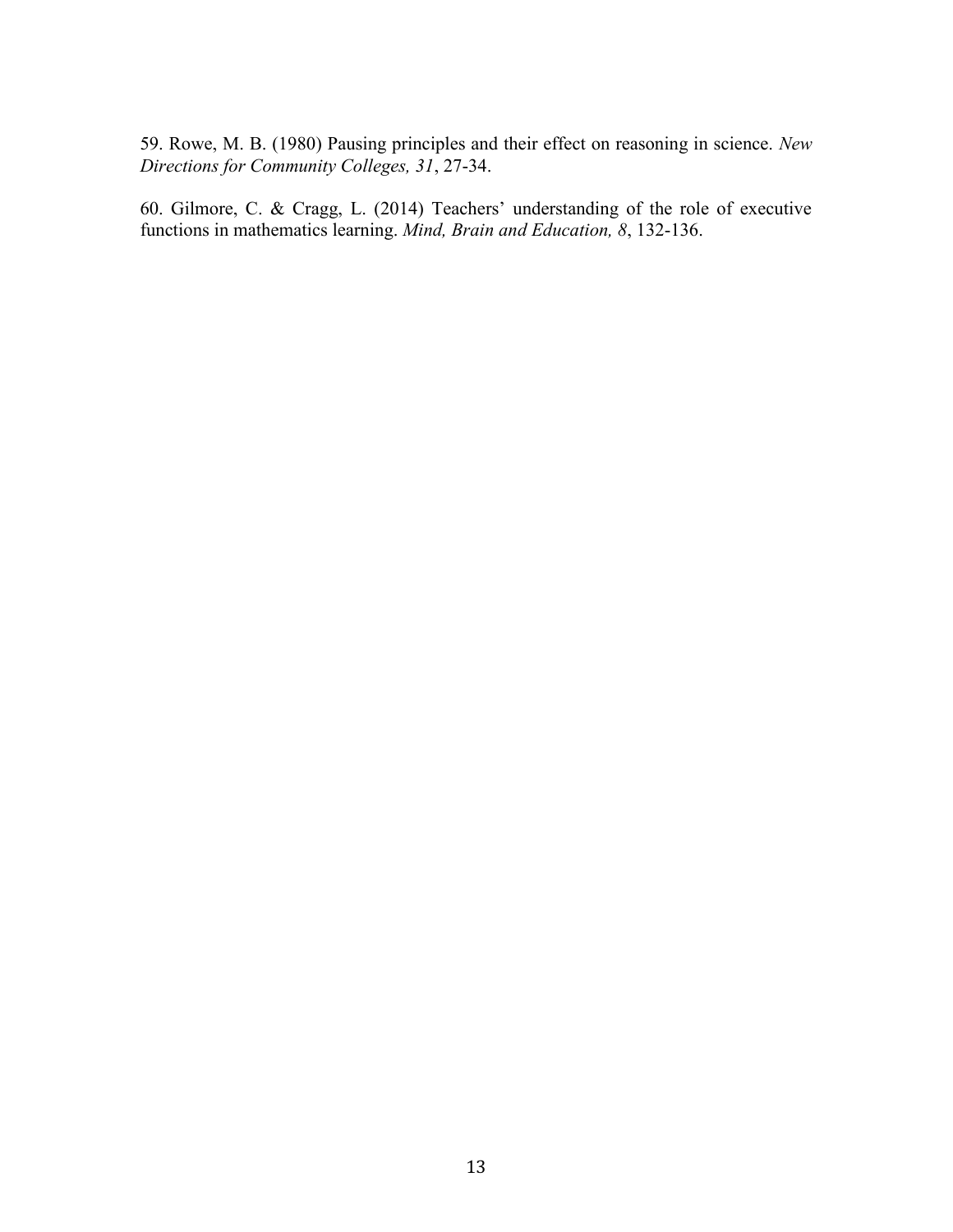59. Rowe, M. B. (1980) Pausing principles and their effect on reasoning in science. *New Directions for Community Colleges, 31*, 27-34.

60. Gilmore, C. & Cragg, L. (2014) Teachers' understanding of the role of executive functions in mathematics learning. *Mind, Brain and Education, 8*, 132-136.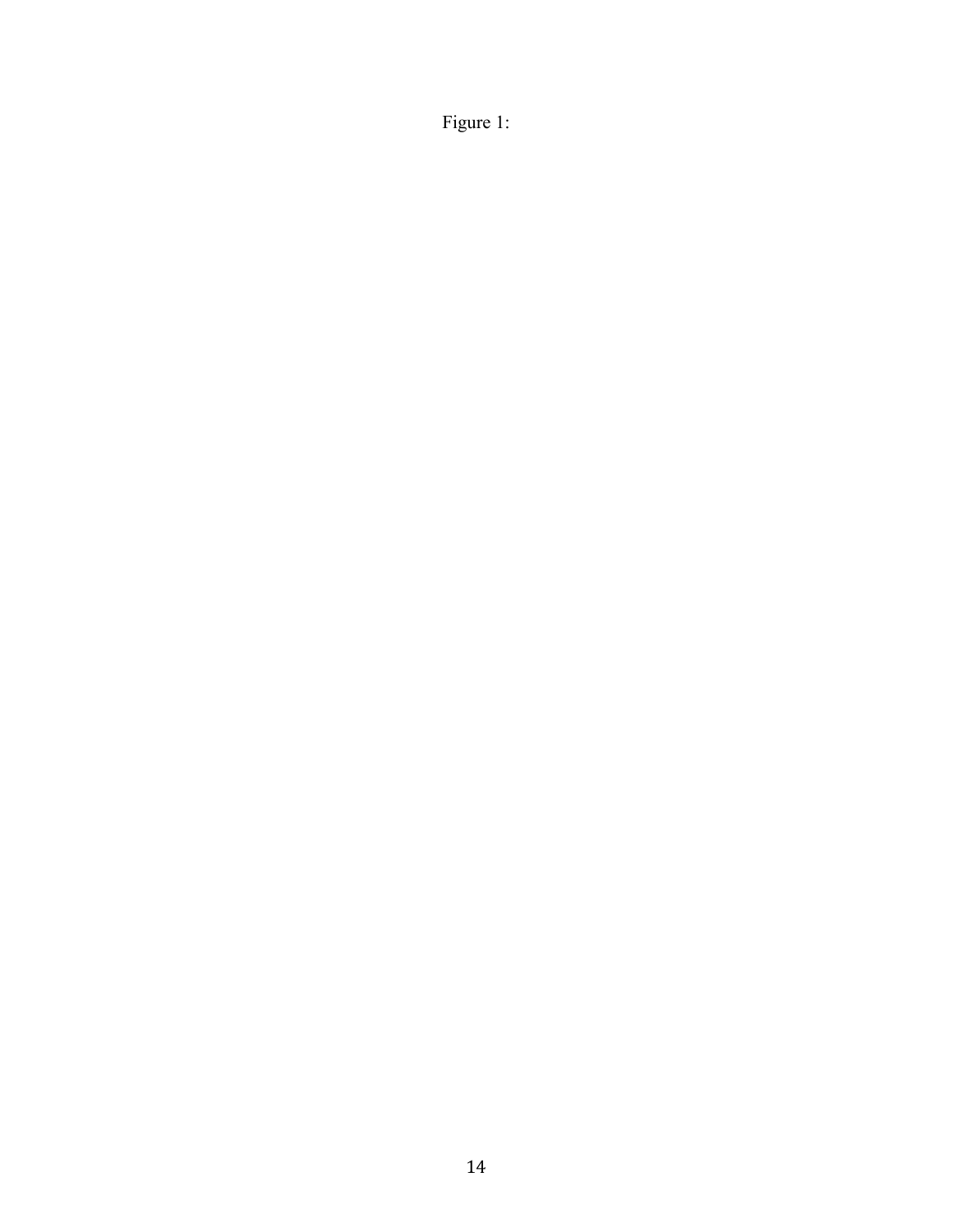Figure 1: